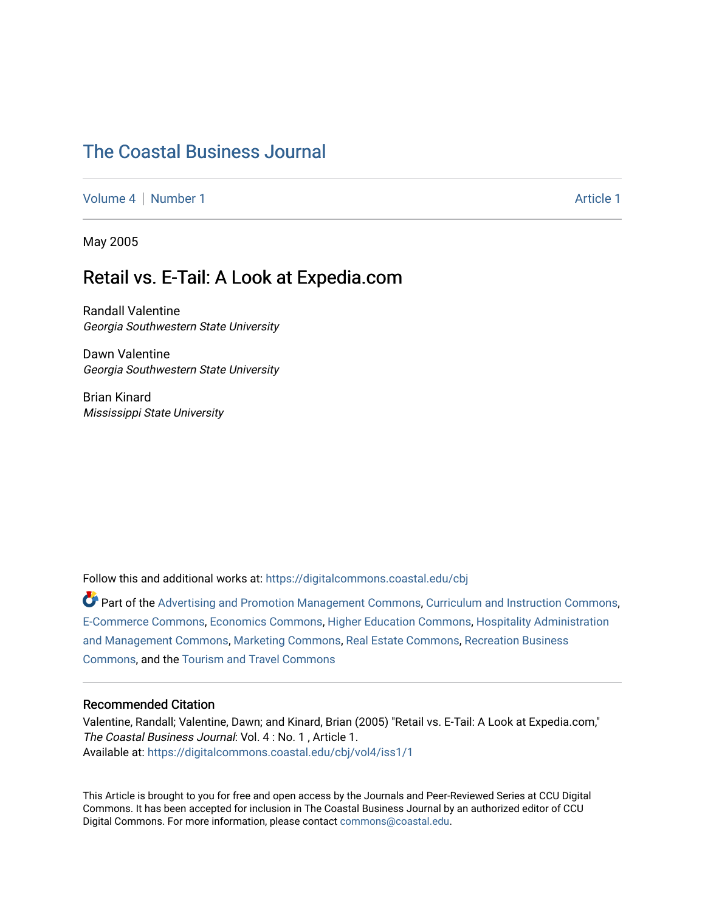# The Coastal Business Journal

Volume 4 | Number 1 Article 1

May 2005

## Retail vs. E-Tail: A Look at Expedia.com

Randall Valentine
*Georgia Southwestern State University*

Dawn Valentine
*Georgia Southwestern State University*

Brian Kinard
*Mississippi State University*

Follow this and additional works at: https://digitalcommons.coastal.edu/cbj

Part of the Advertising and Promotion Management Commons, Curriculum and Instruction Commons, E-Commerce Commons, Economics Commons, Higher Education Commons, Hospitality Administration and Management Commons, Marketing Commons, Real Estate Commons, Recreation Business Commons, and the Tourism and Travel Commons

### Recommended Citation

Valentine, Randall; Valentine, Dawn; and Kinard, Brian (2005) "Retail vs. E-Tail: A Look at Expedia.com," *The Coastal Business Journal*: Vol. 4 : No. 1 , Article 1.
Available at: https://digitalcommons.coastal.edu/cbj/vol4/iss1/1

This Article is brought to you for free and open access by the Journals and Peer-Reviewed Series at CCU Digital Commons. It has been accepted for inclusion in The Coastal Business Journal by an authorized editor of CCU Digital Commons. For more information, please contact commons@coastal.edu.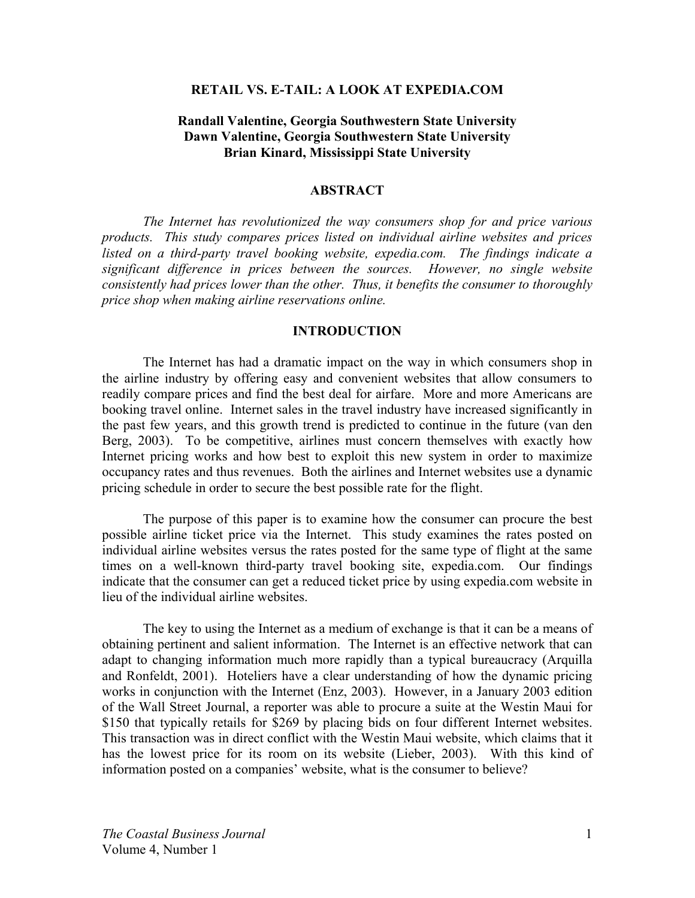# RETAIL VS. E-TAIL: A LOOK AT EXPEDIA.COM

**Randall Valentine, Georgia Southwestern State University**
**Dawn Valentine, Georgia Southwestern State University**
**Brian Kinard, Mississippi State University**

## ABSTRACT

*The Internet has revolutionized the way consumers shop for and price various products. This study compares prices listed on individual airline websites and prices listed on a third-party travel booking website, expedia.com. The findings indicate a significant difference in prices between the sources. However, no single website consistently had prices lower than the other. Thus, it benefits the consumer to thoroughly price shop when making airline reservations online.*

## INTRODUCTION

The Internet has had a dramatic impact on the way in which consumers shop in the airline industry by offering easy and convenient websites that allow consumers to readily compare prices and find the best deal for airfare. More and more Americans are booking travel online. Internet sales in the travel industry have increased significantly in the past few years, and this growth trend is predicted to continue in the future (van den Berg, 2003). To be competitive, airlines must concern themselves with exactly how Internet pricing works and how best to exploit this new system in order to maximize occupancy rates and thus revenues. Both the airlines and Internet websites use a dynamic pricing schedule in order to secure the best possible rate for the flight.

The purpose of this paper is to examine how the consumer can procure the best possible airline ticket price via the Internet. This study examines the rates posted on individual airline websites versus the rates posted for the same type of flight at the same times on a well-known third-party travel booking site, expedia.com. Our findings indicate that the consumer can get a reduced ticket price by using expedia.com website in lieu of the individual airline websites.

The key to using the Internet as a medium of exchange is that it can be a means of obtaining pertinent and salient information. The Internet is an effective network that can adapt to changing information much more rapidly than a typical bureaucracy (Arquilla and Ronfeldt, 2001). Hoteliers have a clear understanding of how the dynamic pricing works in conjunction with the Internet (Enz, 2003). However, in a January 2003 edition of the Wall Street Journal, a reporter was able to procure a suite at the Westin Maui for $150 that typically retails for $269 by placing bids on four different Internet websites. This transaction was in direct conflict with the Westin Maui website, which claims that it has the lowest price for its room on its website (Lieber, 2003). With this kind of information posted on a companies' website, what is the consumer to believe?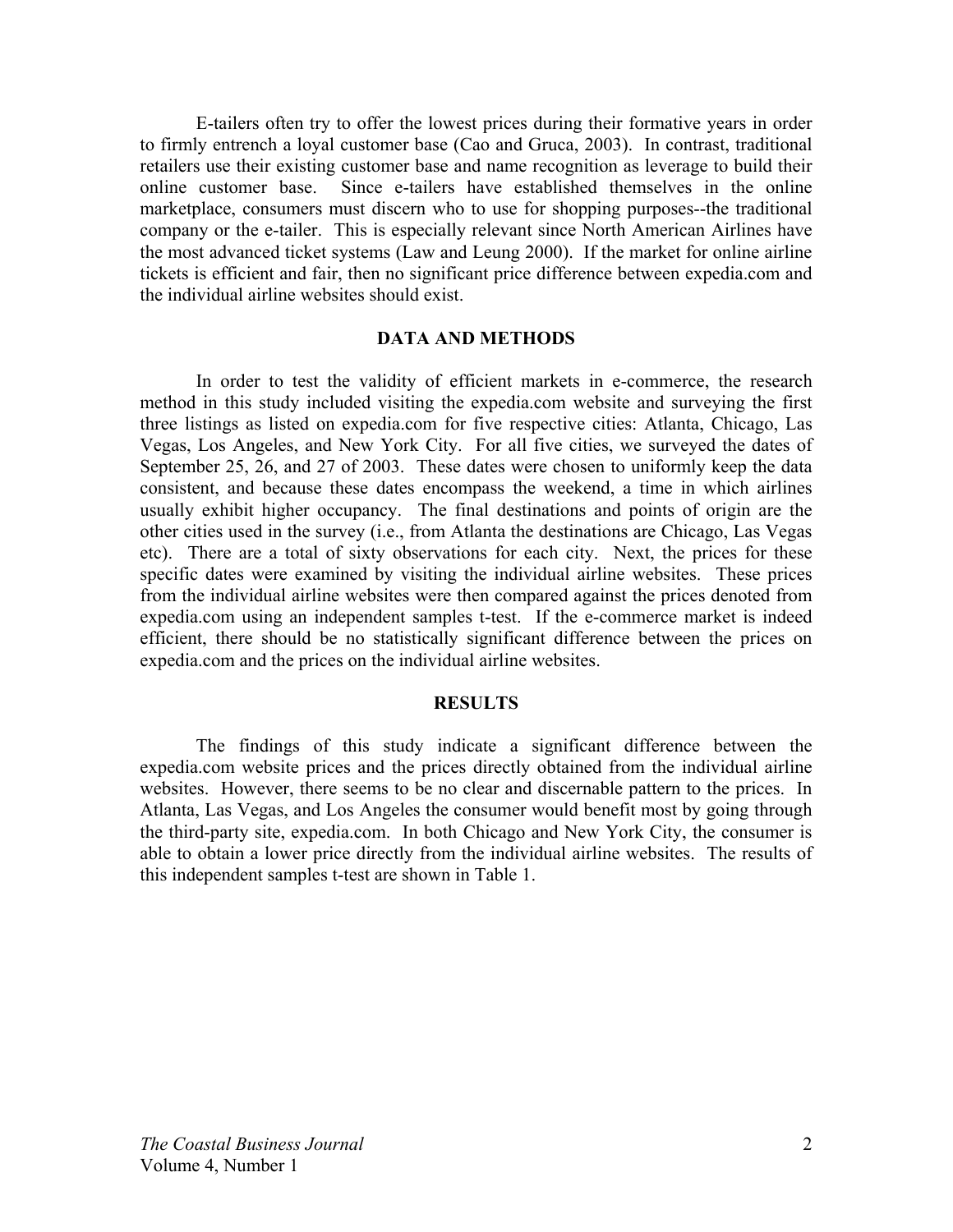E-tailers often try to offer the lowest prices during their formative years in order to firmly entrench a loyal customer base (Cao and Gruca, 2003). In contrast, traditional retailers use their existing customer base and name recognition as leverage to build their online customer base. Since e-tailers have established themselves in the online marketplace, consumers must discern who to use for shopping purposes--the traditional company or the e-tailer. This is especially relevant since North American Airlines have the most advanced ticket systems (Law and Leung 2000). If the market for online airline tickets is efficient and fair, then no significant price difference between expedia.com and the individual airline websites should exist.

## DATA AND METHODS

In order to test the validity of efficient markets in e-commerce, the research method in this study included visiting the expedia.com website and surveying the first three listings as listed on expedia.com for five respective cities: Atlanta, Chicago, Las Vegas, Los Angeles, and New York City. For all five cities, we surveyed the dates of September 25, 26, and 27 of 2003. These dates were chosen to uniformly keep the data consistent, and because these dates encompass the weekend, a time in which airlines usually exhibit higher occupancy. The final destinations and points of origin are the other cities used in the survey (i.e., from Atlanta the destinations are Chicago, Las Vegas etc). There are a total of sixty observations for each city. Next, the prices for these specific dates were examined by visiting the individual airline websites. These prices from the individual airline websites were then compared against the prices denoted from expedia.com using an independent samples t-test. If the e-commerce market is indeed efficient, there should be no statistically significant difference between the prices on expedia.com and the prices on the individual airline websites.

## RESULTS

The findings of this study indicate a significant difference between the expedia.com website prices and the prices directly obtained from the individual airline websites. However, there seems to be no clear and discernable pattern to the prices. In Atlanta, Las Vegas, and Los Angeles the consumer would benefit most by going through the third-party site, expedia.com. In both Chicago and New York City, the consumer is able to obtain a lower price directly from the individual airline websites. The results of this independent samples t-test are shown in Table 1.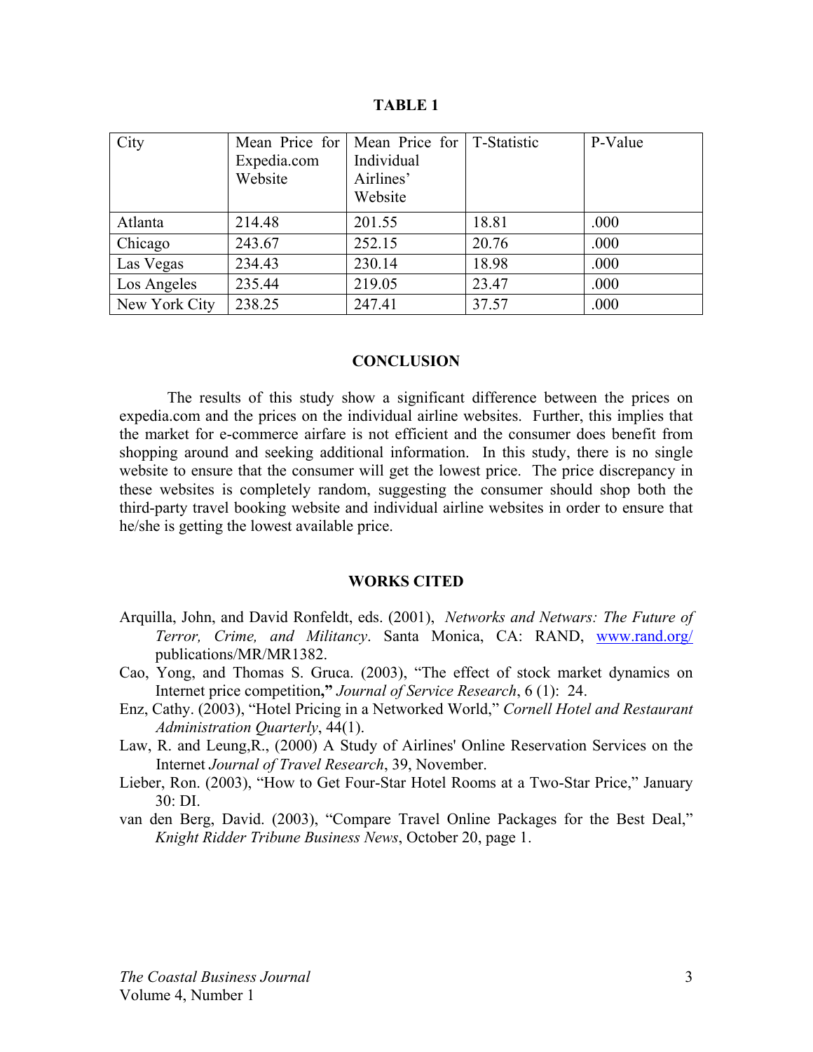**TABLE 1**

| City | Mean Price for Expedia.com Website | Mean Price for Individual Airlines' Website | T-Statistic | P-Value |
|---|---|---|---|---|
| Atlanta | 214.48 | 201.55 | 18.81 | .000 |
| Chicago | 243.67 | 252.15 | 20.76 | .000 |
| Las Vegas | 234.43 | 230.14 | 18.98 | .000 |
| Los Angeles | 235.44 | 219.05 | 23.47 | .000 |
| New York City | 238.25 | 247.41 | 37.57 | .000 |

## CONCLUSION

The results of this study show a significant difference between the prices on expedia.com and the prices on the individual airline websites. Further, this implies that the market for e-commerce airfare is not efficient and the consumer does benefit from shopping around and seeking additional information. In this study, there is no single website to ensure that the consumer will get the lowest price. The price discrepancy in these websites is completely random, suggesting the consumer should shop both the third-party travel booking website and individual airline websites in order to ensure that he/she is getting the lowest available price.

## WORKS CITED

Arquilla, John, and David Ronfeldt, eds. (2001), *Networks and Netwars: The Future of Terror, Crime, and Militancy*. Santa Monica, CA: RAND, www.rand.org/publications/MR/MR1382.

Cao, Yong, and Thomas S. Gruca. (2003), "The effect of stock market dynamics on Internet price competition**,"** *Journal of Service Research*, 6 (1): 24.

Enz, Cathy. (2003), "Hotel Pricing in a Networked World," *Cornell Hotel and Restaurant Administration Quarterly*, 44(1).

Law, R. and Leung,R., (2000) A Study of Airlines' Online Reservation Services on the Internet *Journal of Travel Research*, 39, November.

Lieber, Ron. (2003), "How to Get Four-Star Hotel Rooms at a Two-Star Price," January 30: DI.

van den Berg, David. (2003), "Compare Travel Online Packages for the Best Deal," *Knight Ridder Tribune Business News*, October 20, page 1.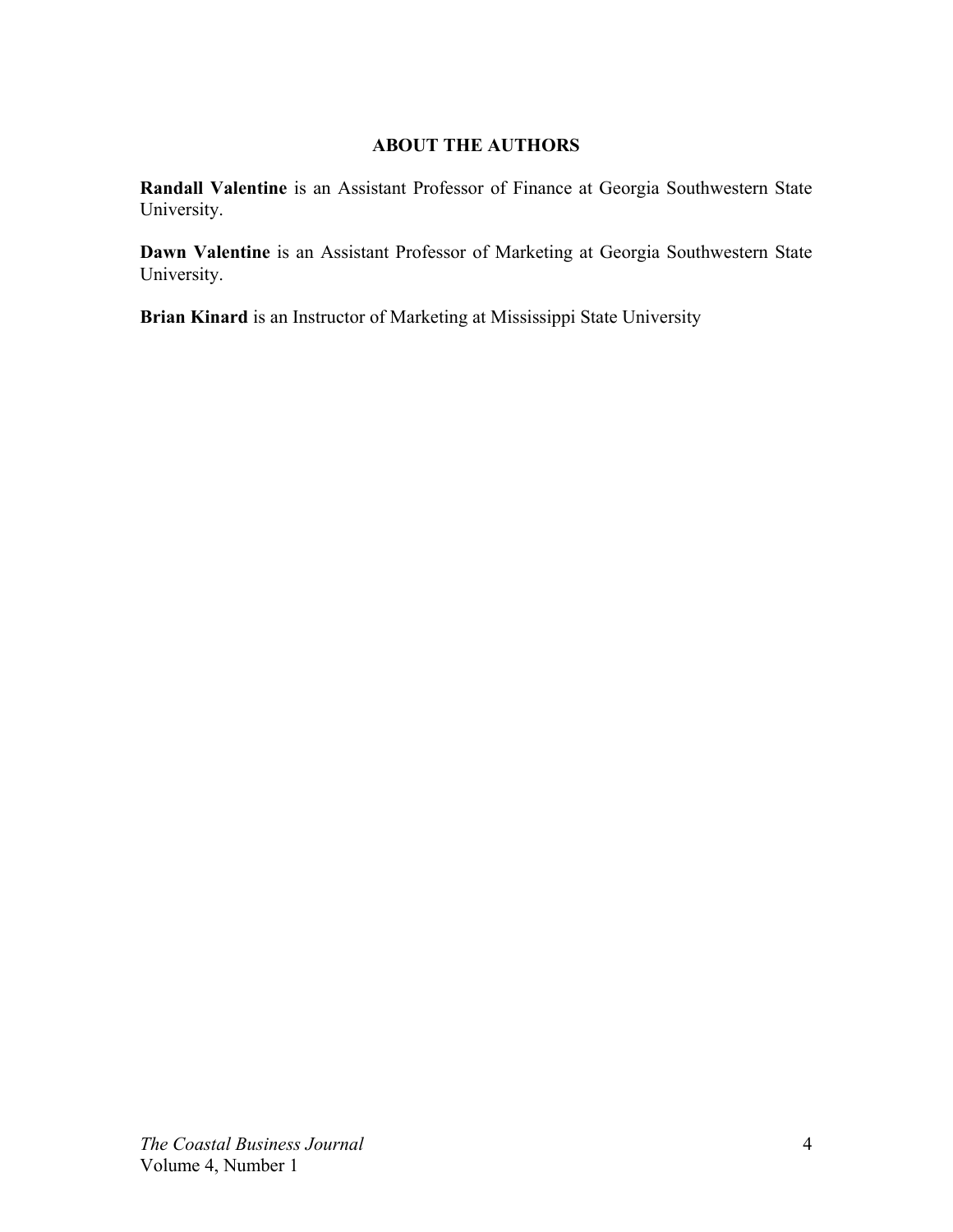## ABOUT THE AUTHORS

**Randall Valentine** is an Assistant Professor of Finance at Georgia Southwestern State University.

**Dawn Valentine** is an Assistant Professor of Marketing at Georgia Southwestern State University.

**Brian Kinard** is an Instructor of Marketing at Mississippi State University